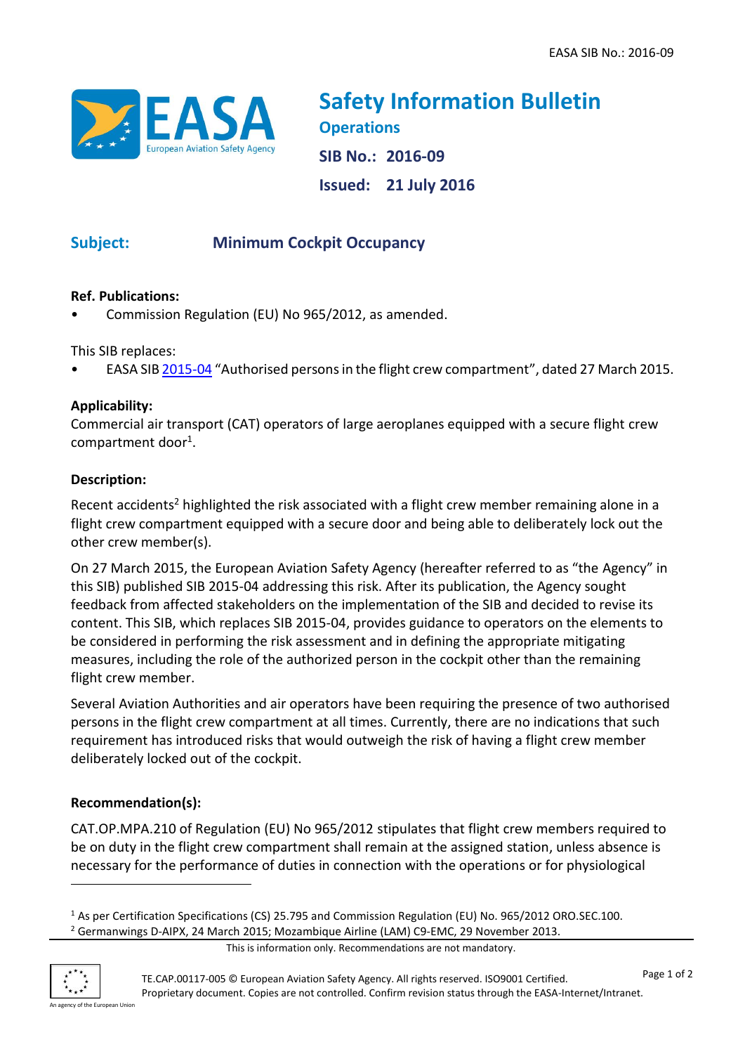# Safety Information Bulletin

## Operations

**SIB No.: 2016-09**

**Issued: 21 July 2016**

**Subject:** **Minimum Cockpit Occupancy**

**Ref. Publications:**

- Commission Regulation (EU) No 965/2012, as amended.

This SIB replaces:

- EASA SIB 2015-04 "Authorised persons in the flight crew compartment", dated 27 March 2015.

**Applicability:**

Commercial air transport (CAT) operators of large aeroplanes equipped with a secure flight crew compartment door[1].

**Description:**

Recent accidents[2] highlighted the risk associated with a flight crew member remaining alone in a flight crew compartment equipped with a secure door and being able to deliberately lock out the other crew member(s).

On 27 March 2015, the European Aviation Safety Agency (hereafter referred to as "the Agency" in this SIB) published SIB 2015-04 addressing this risk. After its publication, the Agency sought feedback from affected stakeholders on the implementation of the SIB and decided to revise its content. This SIB, which replaces SIB 2015-04, provides guidance to operators on the elements to be considered in performing the risk assessment and in defining the appropriate mitigating measures, including the role of the authorized person in the cockpit other than the remaining flight crew member.

Several Aviation Authorities and air operators have been requiring the presence of two authorised persons in the flight crew compartment at all times. Currently, there are no indications that such requirement has introduced risks that would outweigh the risk of having a flight crew member deliberately locked out of the cockpit.

**Recommendation(s):**

CAT.OP.MPA.210 of Regulation (EU) No 965/2012 stipulates that flight crew members required to be on duty in the flight crew compartment shall remain at the assigned station, unless absence is necessary for the performance of duties in connection with the operations or for physiological

---

[1] As per Certification Specifications (CS) 25.795 and Commission Regulation (EU) No. 965/2012 ORO.SEC.100.

[2] Germanwings D-AIPX, 24 March 2015; Mozambique Airline (LAM) C9-EMC, 29 November 2013.

This is information only. Recommendations are not mandatory.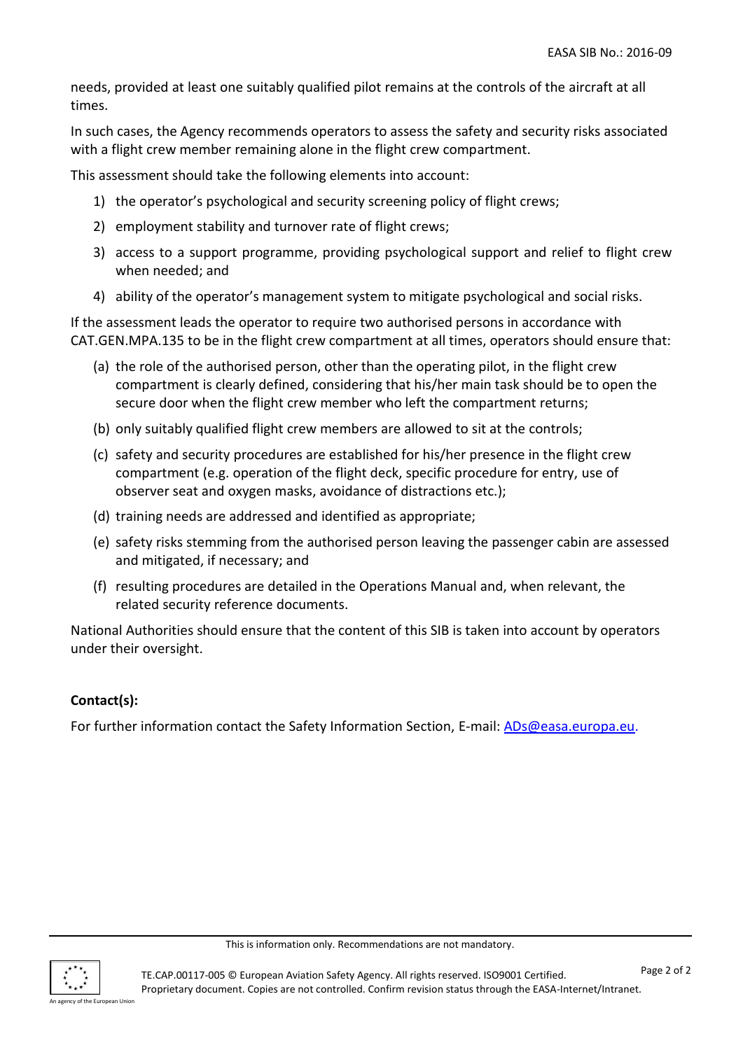needs, provided at least one suitably qualified pilot remains at the controls of the aircraft at all times.

In such cases, the Agency recommends operators to assess the safety and security risks associated with a flight crew member remaining alone in the flight crew compartment.

This assessment should take the following elements into account:

1) the operator's psychological and security screening policy of flight crews;
2) employment stability and turnover rate of flight crews;
3) access to a support programme, providing psychological support and relief to flight crew when needed; and
4) ability of the operator's management system to mitigate psychological and social risks.

If the assessment leads the operator to require two authorised persons in accordance with CAT.GEN.MPA.135 to be in the flight crew compartment at all times, operators should ensure that:

(a) the role of the authorised person, other than the operating pilot, in the flight crew compartment is clearly defined, considering that his/her main task should be to open the secure door when the flight crew member who left the compartment returns;

(b) only suitably qualified flight crew members are allowed to sit at the controls;

(c) safety and security procedures are established for his/her presence in the flight crew compartment (e.g. operation of the flight deck, specific procedure for entry, use of observer seat and oxygen masks, avoidance of distractions etc.);

(d) training needs are addressed and identified as appropriate;

(e) safety risks stemming from the authorised person leaving the passenger cabin are assessed and mitigated, if necessary; and

(f) resulting procedures are detailed in the Operations Manual and, when relevant, the related security reference documents.

National Authorities should ensure that the content of this SIB is taken into account by operators under their oversight.

**Contact(s):**

For further information contact the Safety Information Section, E-mail: ADs@easa.europa.eu.

This is information only. Recommendations are not mandatory.